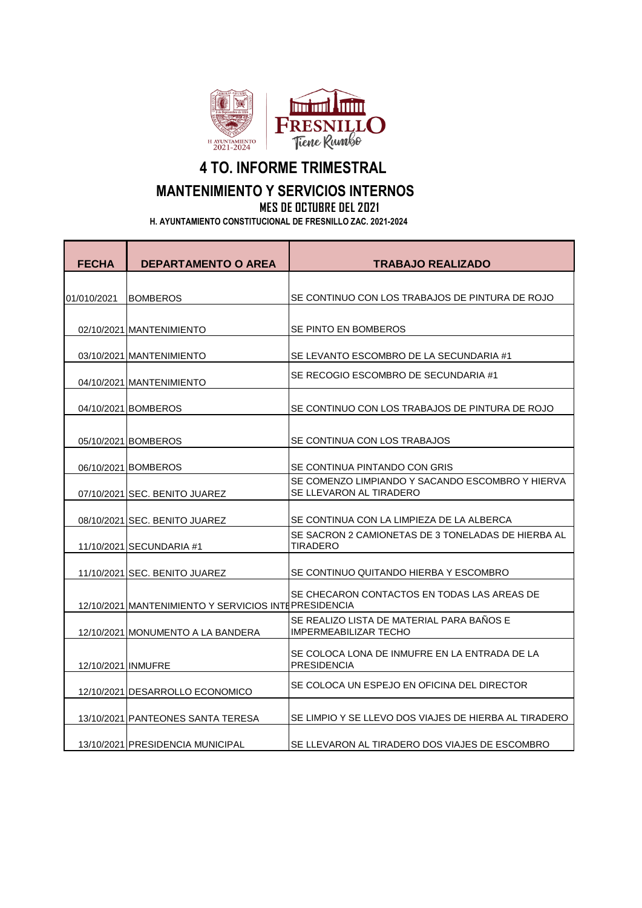# 4 TO. INFORME TRIMESTRAL

## MANTENIMIENTO Y SERVICIOS INTERNOS

### MES DE OCTUBRE DEL 2021

**H. AYUNTAMIENTO CONSTITUCIONAL DE FRESNILLO ZAC. 2021-2024**

| FECHA | DEPARTAMENTO O AREA | TRABAJO REALIZADO |
|---|---|---|
| 01/010/2021 | BOMBEROS | SE CONTINUO CON LOS TRABAJOS DE PINTURA DE ROJO |
| 02/10/2021 | MANTENIMIENTO | SE PINTO EN BOMBEROS |
| 03/10/2021 | MANTENIMIENTO | SE LEVANTO ESCOMBRO DE LA SECUNDARIA #1 |
| 04/10/2021 | MANTENIMIENTO | SE RECOGIO ESCOMBRO DE SECUNDARIA #1 |
| 04/10/2021 | BOMBEROS | SE CONTINUO CON LOS TRABAJOS DE PINTURA DE ROJO |
| 05/10/2021 | BOMBEROS | SE CONTINUA CON LOS TRABAJOS |
| 06/10/2021 | BOMBEROS | SE CONTINUA PINTANDO CON GRIS |
| 07/10/2021 | SEC. BENITO JUAREZ | SE COMENZO LIMPIANDO Y SACANDO ESCOMBRO Y HIERVA SE LLEVARON AL TIRADERO |
| 08/10/2021 | SEC. BENITO JUAREZ | SE CONTINUA CON LA LIMPIEZA DE LA ALBERCA |
| 11/10/2021 | SECUNDARIA #1 | SE SACRON 2 CAMIONETAS DE 3 TONELADAS DE HIERBA AL TIRADERO |
| 11/10/2021 | SEC. BENITO JUAREZ | SE CONTINUO QUITANDO HIERBA Y ESCOMBRO |
| 12/10/2021 | MANTENIMIENTO Y SERVICIOS INTE | SE CHECARON CONTACTOS EN TODAS LAS AREAS DE PRESIDENCIA |
| 12/10/2021 | MONUMENTO A LA BANDERA | SE REALIZO LISTA DE MATERIAL PARA BAÑOS E IMPERMEABILIZAR TECHO |
| 12/10/2021 | INMUFRE | SE COLOCA LONA DE INMUFRE EN LA ENTRADA DE LA PRESIDENCIA |
| 12/10/2021 | DESARROLLO ECONOMICO | SE COLOCA UN ESPEJO EN OFICINA DEL DIRECTOR |
| 13/10/2021 | PANTEONES SANTA TERESA | SE LIMPIO Y SE LLEVO DOS VIAJES DE HIERBA AL TIRADERO |
| 13/10/2021 | PRESIDENCIA MUNICIPAL | SE LLEVARON AL TIRADERO DOS VIAJES DE ESCOMBRO |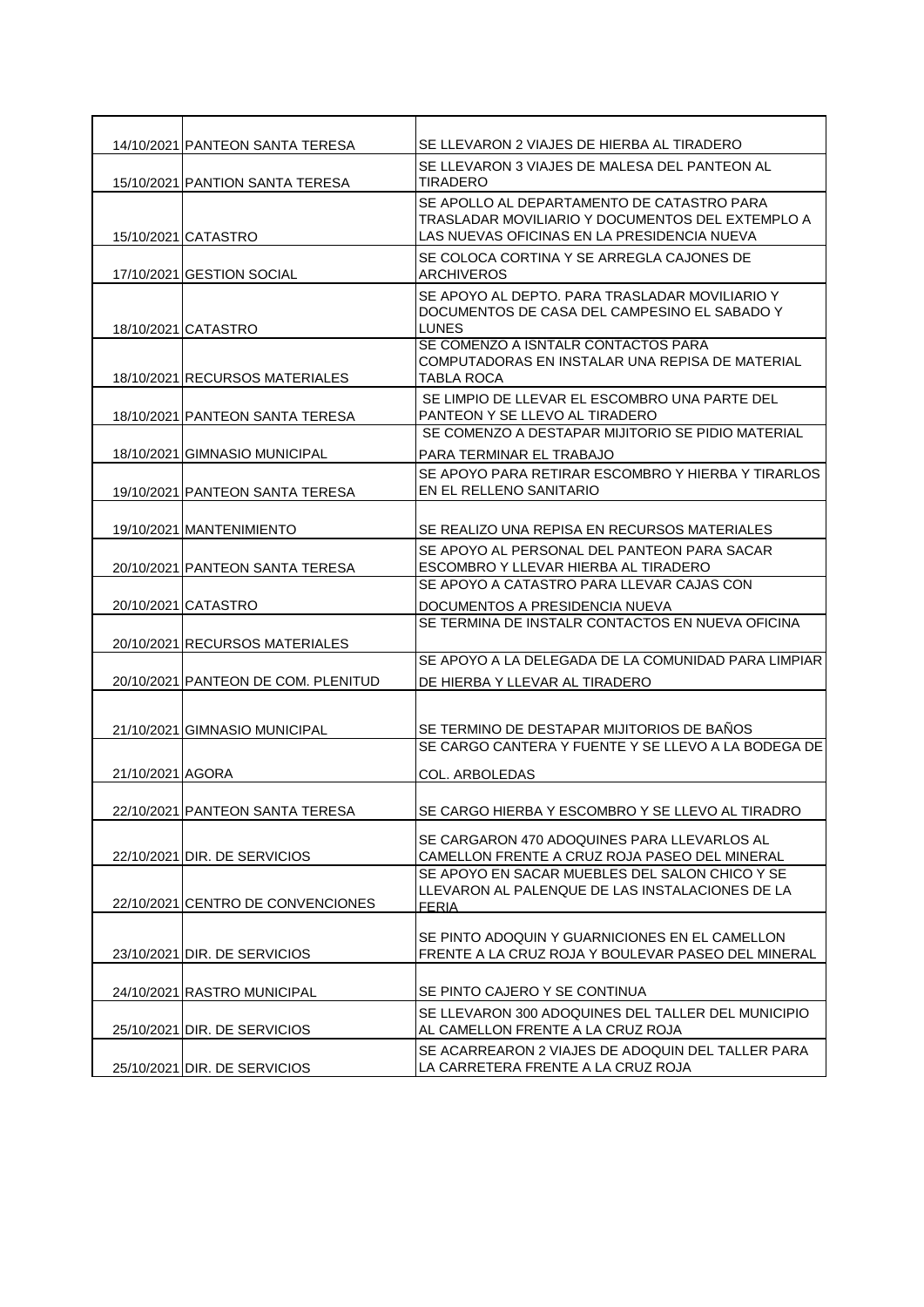| | | |
|---|---|---|
| 14/10/2021 | PANTEON SANTA TERESA | SE LLEVARON 2 VIAJES DE HIERBA AL TIRADERO |
| 15/10/2021 | PANTION SANTA TERESA | SE LLEVARON 3 VIAJES DE MALESA DEL PANTEON AL TIRADERO |
| 15/10/2021 | CATASTRO | SE APOLLO AL DEPARTAMENTO DE CATASTRO PARA TRASLADAR MOVILIARIO Y DOCUMENTOS DEL EXTEMPLO A LAS NUEVAS OFICINAS EN LA PRESIDENCIA NUEVA |
| 17/10/2021 | GESTION SOCIAL | SE COLOCA CORTINA Y SE ARREGLA CAJONES DE ARCHIVEROS |
| 18/10/2021 | CATASTRO | SE APOYO AL DEPTO. PARA TRASLADAR MOVILIARIO Y DOCUMENTOS DE CASA DEL CAMPESINO EL SABADO Y LUNES |
| 18/10/2021 | RECURSOS MATERIALES | SE COMENZO A ISNTALR CONTACTOS PARA COMPUTADORAS EN INSTALAR UNA REPISA DE MATERIAL TABLA ROCA |
| 18/10/2021 | PANTEON SANTA TERESA | SE LIMPIO DE LLEVAR EL ESCOMBRO UNA PARTE DEL PANTEON Y SE LLEVO AL TIRADERO |
| 18/10/2021 | GIMNASIO MUNICIPAL | SE COMENZO A DESTAPAR MIJITORIO SE PIDIO MATERIAL PARA TERMINAR EL TRABAJO |
| 19/10/2021 | PANTEON SANTA TERESA | SE APOYO PARA RETIRAR ESCOMBRO Y HIERBA Y TIRARLOS EN EL RELLENO SANITARIO |
| 19/10/2021 | MANTENIMIENTO | SE REALIZO UNA REPISA EN RECURSOS MATERIALES |
| 20/10/2021 | PANTEON SANTA TERESA | SE APOYO AL PERSONAL DEL PANTEON PARA SACAR ESCOMBRO Y LLEVAR HIERBA AL TIRADERO |
| 20/10/2021 | CATASTRO | SE APOYO A CATASTRO PARA LLEVAR CAJAS CON DOCUMENTOS A PRESIDENCIA NUEVA |
| 20/10/2021 | RECURSOS MATERIALES | SE TERMINA DE INSTALR CONTACTOS EN NUEVA OFICINA |
| 20/10/2021 | PANTEON DE COM. PLENITUD | SE APOYO A LA DELEGADA DE LA COMUNIDAD PARA LIMPIAR DE HIERBA Y LLEVAR AL TIRADERO |
| 21/10/2021 | GIMNASIO MUNICIPAL | SE TERMINO DE DESTAPAR MIJITORIOS DE BAÑOS |
| 21/10/2021 | AGORA | SE CARGO CANTERA Y FUENTE Y SE LLEVO A LA BODEGA DE COL. ARBOLEDAS |
| 22/10/2021 | PANTEON SANTA TERESA | SE CARGO HIERBA Y ESCOMBRO Y SE LLEVO AL TIRADRO |
| 22/10/2021 | DIR. DE SERVICIOS | SE CARGARON 470 ADOQUINES PARA LLEVARLOS AL CAMELLON FRENTE A CRUZ ROJA PASEO DEL MINERAL |
| 22/10/2021 | CENTRO DE CONVENCIONES | SE APOYO EN SACAR MUEBLES DEL SALON CHICO Y SE LLEVARON AL PALENQUE DE LAS INSTALACIONES DE LA FERIA |
| 23/10/2021 | DIR. DE SERVICIOS | SE PINTO ADOQUIN Y GUARNICIONES EN EL CAMELLON FRENTE A LA CRUZ ROJA Y BOULEVAR PASEO DEL MINERAL |
| 24/10/2021 | RASTRO MUNICIPAL | SE PINTO CAJERO Y SE CONTINUA |
| 25/10/2021 | DIR. DE SERVICIOS | SE LLEVARON 300 ADOQUINES DEL TALLER DEL MUNICIPIO AL CAMELLON FRENTE A LA CRUZ ROJA |
| 25/10/2021 | DIR. DE SERVICIOS | SE ACARREARON 2 VIAJES DE ADOQUIN DEL TALLER PARA LA CARRETERA FRENTE A LA CRUZ ROJA |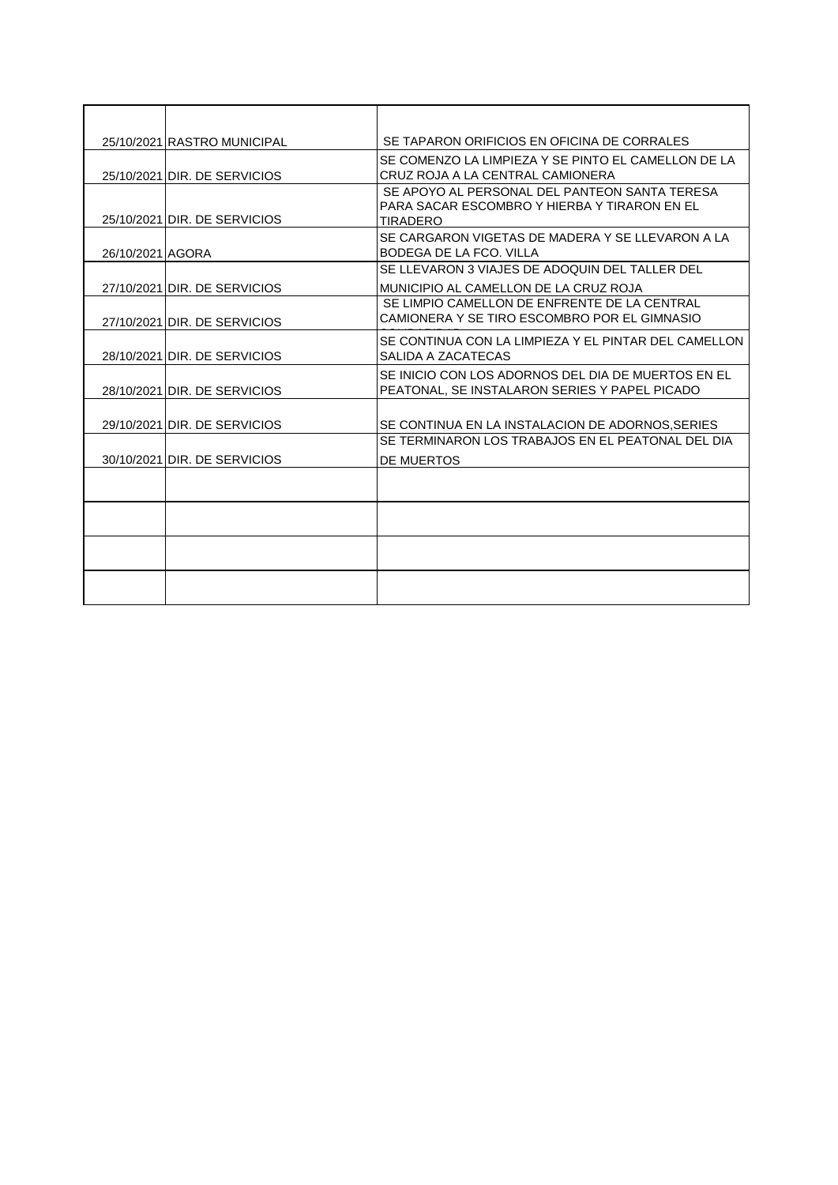| | | |
|---|---|---|
| 25/10/2021 | RASTRO MUNICIPAL | SE TAPARON ORIFICIOS EN OFICINA DE CORRALES |
| 25/10/2021 | DIR. DE SERVICIOS | SE COMENZO LA LIMPIEZA Y SE PINTO EL CAMELLON DE LA CRUZ ROJA A LA CENTRAL CAMIONERA |
| 25/10/2021 | DIR. DE SERVICIOS | SE APOYO AL PERSONAL DEL PANTEON SANTA TERESA PARA SACAR ESCOMBRO Y HIERBA Y TIRARON EN EL TIRADERO |
| 26/10/2021 | AGORA | SE CARGARON VIGETAS DE MADERA Y SE LLEVARON A LA BODEGA DE LA FCO. VILLA |
| 27/10/2021 | DIR. DE SERVICIOS | SE LLEVARON 3 VIAJES DE ADOQUIN DEL TALLER DEL MUNICIPIO AL CAMELLON DE LA CRUZ ROJA |
| 27/10/2021 | DIR. DE SERVICIOS | SE LIMPIO CAMELLON DE ENFRENTE DE LA CENTRAL CAMIONERA Y SE TIRO ESCOMBRO POR EL GIMNASIO |
| 28/10/2021 | DIR. DE SERVICIOS | SE CONTINUA CON LA LIMPIEZA Y EL PINTAR DEL CAMELLON SALIDA A ZACATECAS |
| 28/10/2021 | DIR. DE SERVICIOS | SE INICIO CON LOS ADORNOS DEL DIA DE MUERTOS EN EL PEATONAL, SE INSTALARON SERIES Y PAPEL PICADO |
| 29/10/2021 | DIR. DE SERVICIOS | SE CONTINUA EN LA INSTALACION DE ADORNOS,SERIES |
| 30/10/2021 | DIR. DE SERVICIOS | SE TERMINARON LOS TRABAJOS EN EL PEATONAL DEL DIA DE MUERTOS |
| | | |
| | | |
| | | |
| | | |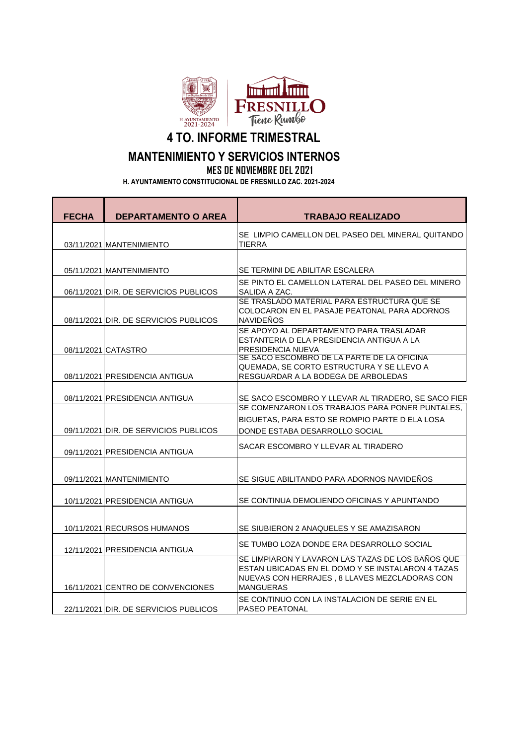# 4 TO. INFORME TRIMESTRAL

## MANTENIMIENTO Y SERVICIOS INTERNOS

### MES DE NOVIEMBRE DEL 2021

**H. AYUNTAMIENTO CONSTITUCIONAL DE FRESNILLO ZAC. 2021-2024**

| FECHA | DEPARTAMENTO O AREA | TRABAJO REALIZADO |
|---|---|---|
| 03/11/2021 | MANTENIMIENTO | SE LIMPIO CAMELLON DEL PASEO DEL MINERAL QUITANDO TIERRA |
| 05/11/2021 | MANTENIMIENTO | SE TERMINI DE ABILITAR ESCALERA |
| 06/11/2021 | DIR. DE SERVICIOS PUBLICOS | SE PINTO EL CAMELLON LATERAL DEL PASEO DEL MINERO SALIDA A ZAC. |
| 08/11/2021 | DIR. DE SERVICIOS PUBLICOS | SE TRASLADO MATERIAL PARA ESTRUCTURA QUE SE COLOCARON EN EL PASAJE PEATONAL PARA ADORNOS NAVIDEÑOS |
| 08/11/2021 | CATASTRO | SE APOYO AL DEPARTAMENTO PARA TRASLADAR ESTANTERIA D ELA PRESIDENCIA ANTIGUA A LA PRESIDENCIA NUEVA |
| 08/11/2021 | PRESIDENCIA ANTIGUA | SE SACO ESCOMBRO DE LA PARTE DE LA OFICINA QUEMADA, SE CORTO ESTRUCTURA Y SE LLEVO A RESGUARDAR A LA BODEGA DE ARBOLEDAS |
| 08/11/2021 | PRESIDENCIA ANTIGUA | SE SACO ESCOMBRO Y LLEVAR AL TIRADERO, SE SACO FIER |
| 09/11/2021 | DIR. DE SERVICIOS PUBLICOS | SE COMENZARON LOS TRABAJOS PARA PONER PUNTALES, BIGUETAS, PARA ESTO SE ROMPIO PARTE D ELA LOSA DONDE ESTABA DESARROLLO SOCIAL |
| 09/11/2021 | PRESIDENCIA ANTIGUA | SACAR ESCOMBRO Y LLEVAR AL TIRADERO |
| 09/11/2021 | MANTENIMIENTO | SE SIGUE ABILITANDO PARA ADORNOS NAVIDEÑOS |
| 10/11/2021 | PRESIDENCIA ANTIGUA | SE CONTINUA DEMOLIENDO OFICINAS Y APUNTANDO |
| 10/11/2021 | RECURSOS HUMANOS | SE SIUBIERON 2 ANAQUELES Y SE AMAZISARON |
| 12/11/2021 | PRESIDENCIA ANTIGUA | SE TUMBO LOZA DONDE ERA DESARROLLO SOCIAL |
| 16/11/2021 | CENTRO DE CONVENCIONES | SE LIMPIARON Y LAVARON LAS TAZAS DE LOS BAÑOS QUE ESTAN UBICADAS EN EL DOMO Y SE INSTALARON 4 TAZAS NUEVAS CON HERRAJES , 8 LLAVES MEZCLADORAS CON MANGUERAS |
| 22/11/2021 | DIR. DE SERVICIOS PUBLICOS | SE CONTINUO CON LA INSTALACION DE SERIE EN EL PASEO PEATONAL |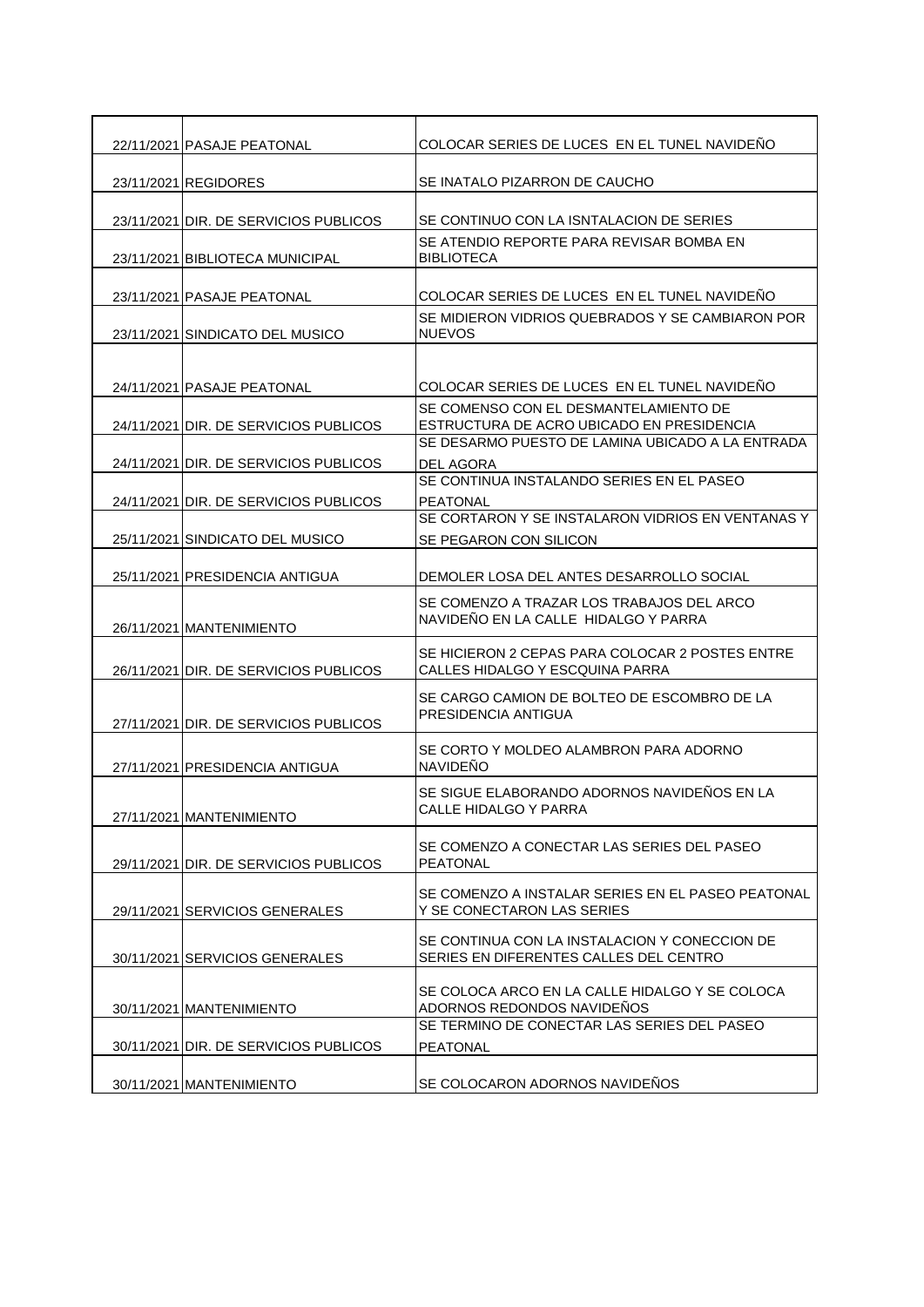| | | |
|---|---|---|
| 22/11/2021 | PASAJE PEATONAL | COLOCAR SERIES DE LUCES EN EL TUNEL NAVIDEÑO |
| 23/11/2021 | REGIDORES | SE INATALO PIZARRON DE CAUCHO |
| 23/11/2021 | DIR. DE SERVICIOS PUBLICOS | SE CONTINUO CON LA ISNTALACION DE SERIES |
| 23/11/2021 | BIBLIOTECA MUNICIPAL | SE ATENDIO REPORTE PARA REVISAR BOMBA EN BIBLIOTECA |
| 23/11/2021 | PASAJE PEATONAL | COLOCAR SERIES DE LUCES EN EL TUNEL NAVIDEÑO |
| 23/11/2021 | SINDICATO DEL MUSICO | SE MIDIERON VIDRIOS QUEBRADOS Y SE CAMBIARON POR NUEVOS |
| 24/11/2021 | PASAJE PEATONAL | COLOCAR SERIES DE LUCES EN EL TUNEL NAVIDEÑO |
| 24/11/2021 | DIR. DE SERVICIOS PUBLICOS | SE COMENSO CON EL DESMANTELAMIENTO DE ESTRUCTURA DE ACRO UBICADO EN PRESIDENCIA |
| 24/11/2021 | DIR. DE SERVICIOS PUBLICOS | SE DESARMO PUESTO DE LAMINA UBICADO A LA ENTRADA DEL AGORA |
| 24/11/2021 | DIR. DE SERVICIOS PUBLICOS | SE CONTINUA INSTALANDO SERIES EN EL PASEO PEATONAL |
| 25/11/2021 | SINDICATO DEL MUSICO | SE CORTARON Y SE INSTALARON VIDRIOS EN VENTANAS Y SE PEGARON CON SILICON |
| 25/11/2021 | PRESIDENCIA ANTIGUA | DEMOLER LOSA DEL ANTES DESARROLLO SOCIAL |
| 26/11/2021 | MANTENIMIENTO | SE COMENZO A TRAZAR LOS TRABAJOS DEL ARCO NAVIDEÑO EN LA CALLE HIDALGO Y PARRA |
| 26/11/2021 | DIR. DE SERVICIOS PUBLICOS | SE HICIERON 2 CEPAS PARA COLOCAR 2 POSTES ENTRE CALLES HIDALGO Y ESCQUINA PARRA |
| 27/11/2021 | DIR. DE SERVICIOS PUBLICOS | SE CARGO CAMION DE BOLTEO DE ESCOMBRO DE LA PRESIDENCIA ANTIGUA |
| 27/11/2021 | PRESIDENCIA ANTIGUA | SE CORTO Y MOLDEO ALAMBRON PARA ADORNO NAVIDEÑO |
| 27/11/2021 | MANTENIMIENTO | SE SIGUE ELABORANDO ADORNOS NAVIDEÑOS EN LA CALLE HIDALGO Y PARRA |
| 29/11/2021 | DIR. DE SERVICIOS PUBLICOS | SE COMENZO A CONECTAR LAS SERIES DEL PASEO PEATONAL |
| 29/11/2021 | SERVICIOS GENERALES | SE COMENZO A INSTALAR SERIES EN EL PASEO PEATONAL Y SE CONECTARON LAS SERIES |
| 30/11/2021 | SERVICIOS GENERALES | SE CONTINUA CON LA INSTALACION Y CONECCION DE SERIES EN DIFERENTES CALLES DEL CENTRO |
| 30/11/2021 | MANTENIMIENTO | SE COLOCA ARCO EN LA CALLE HIDALGO Y SE COLOCA ADORNOS REDONDOS NAVIDEÑOS |
| 30/11/2021 | DIR. DE SERVICIOS PUBLICOS | SE TERMINO DE CONECTAR LAS SERIES DEL PASEO PEATONAL |
| 30/11/2021 | MANTENIMIENTO | SE COLOCARON ADORNOS NAVIDEÑOS |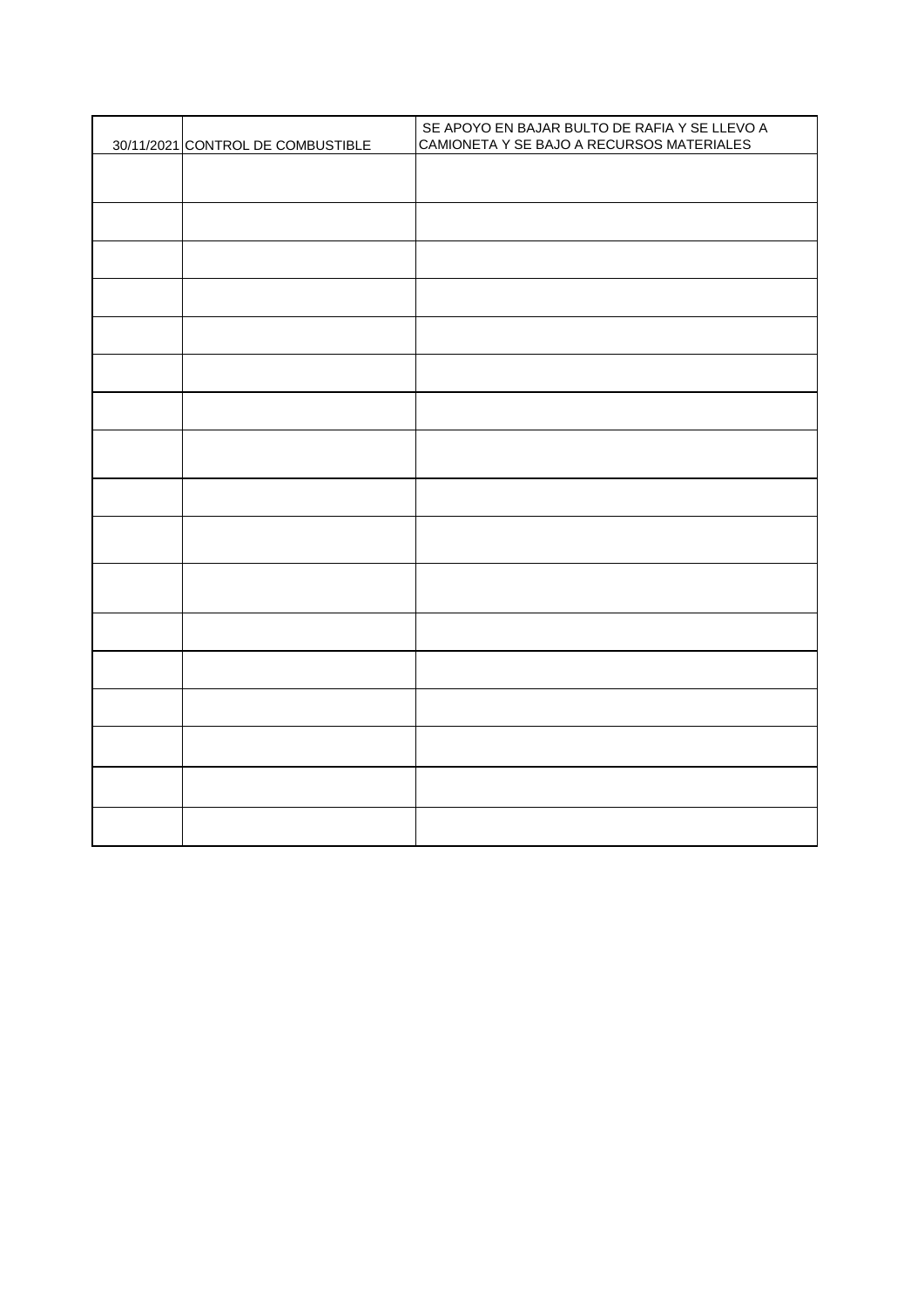| 30/11/2021 | CONTROL DE COMBUSTIBLE | SE APOYO EN BAJAR BULTO DE RAFIA Y SE LLEVO A CAMIONETA Y SE BAJO A RECURSOS MATERIALES |
|---|---|---|
| | | |
| | | |
| | | |
| | | |
| | | |
| | | |
| | | |
| | | |
| | | |
| | | |
| | | |
| | | |
| | | |
| | | |
| | | |
| | | |
| | | |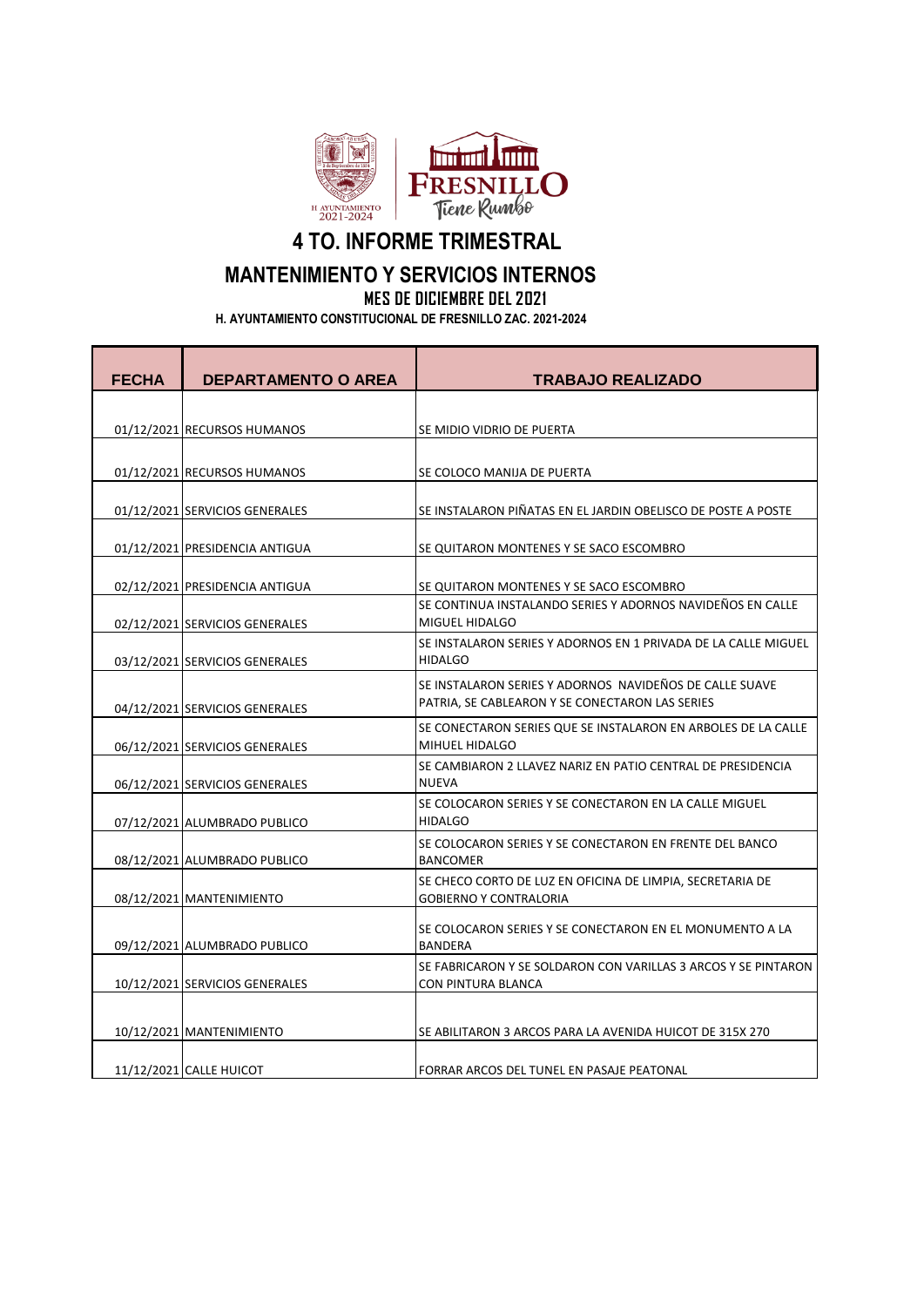# 4 TO. INFORME TRIMESTRAL

## MANTENIMIENTO Y SERVICIOS INTERNOS

### MES DE DICIEMBRE DEL 2021

**H. AYUNTAMIENTO CONSTITUCIONAL DE FRESNILLO ZAC. 2021-2024**

| FECHA | DEPARTAMENTO O AREA | TRABAJO REALIZADO |
|---|---|---|
| 01/12/2021 | RECURSOS HUMANOS | SE MIDIO VIDRIO DE PUERTA |
| 01/12/2021 | RECURSOS HUMANOS | SE COLOCO MANIJA DE PUERTA |
| 01/12/2021 | SERVICIOS GENERALES | SE INSTALARON PIÑATAS EN EL JARDIN OBELISCO DE POSTE A POSTE |
| 01/12/2021 | PRESIDENCIA ANTIGUA | SE QUITARON MONTENES Y SE SACO ESCOMBRO |
| 02/12/2021 | PRESIDENCIA ANTIGUA | SE QUITARON MONTENES Y SE SACO ESCOMBRO |
| 02/12/2021 | SERVICIOS GENERALES | SE CONTINUA INSTALANDO SERIES Y ADORNOS NAVIDEÑOS EN CALLE MIGUEL HIDALGO |
| 03/12/2021 | SERVICIOS GENERALES | SE INSTALARON SERIES Y ADORNOS EN 1 PRIVADA DE LA CALLE MIGUEL HIDALGO |
| 04/12/2021 | SERVICIOS GENERALES | SE INSTALARON SERIES Y ADORNOS NAVIDEÑOS DE CALLE SUAVE PATRIA, SE CABLEARON Y SE CONECTARON LAS SERIES |
| 06/12/2021 | SERVICIOS GENERALES | SE CONECTARON SERIES QUE SE INSTALARON EN ARBOLES DE LA CALLE MIHUEL HIDALGO |
| 06/12/2021 | SERVICIOS GENERALES | SE CAMBIARON 2 LLAVEZ NARIZ EN PATIO CENTRAL DE PRESIDENCIA NUEVA |
| 07/12/2021 | ALUMBRADO PUBLICO | SE COLOCARON SERIES Y SE CONECTARON EN LA CALLE MIGUEL HIDALGO |
| 08/12/2021 | ALUMBRADO PUBLICO | SE COLOCARON SERIES Y SE CONECTARON EN FRENTE DEL BANCO BANCOMER |
| 08/12/2021 | MANTENIMIENTO | SE CHECO CORTO DE LUZ EN OFICINA DE LIMPIA, SECRETARIA DE GOBIERNO Y CONTRALORIA |
| 09/12/2021 | ALUMBRADO PUBLICO | SE COLOCARON SERIES Y SE CONECTARON EN EL MONUMENTO A LA BANDERA |
| 10/12/2021 | SERVICIOS GENERALES | SE FABRICARON Y SE SOLDARON CON VARILLAS 3 ARCOS Y SE PINTARON CON PINTURA BLANCA |
| 10/12/2021 | MANTENIMIENTO | SE ABILITARON 3 ARCOS PARA LA AVENIDA HUICOT DE 315X 270 |
| 11/12/2021 | CALLE HUICOT | FORRAR ARCOS DEL TUNEL EN PASAJE PEATONAL |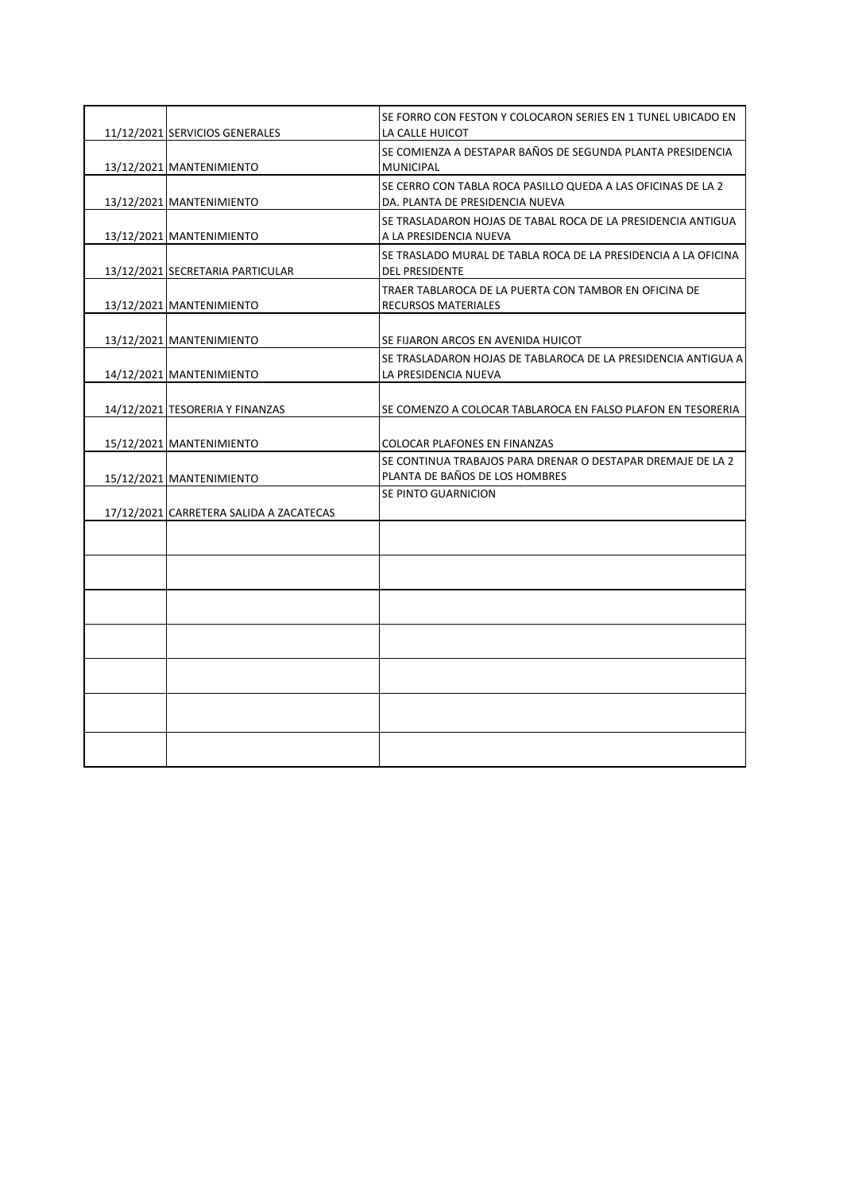| | | |
|---|---|---|
| 11/12/2021 | SERVICIOS GENERALES | SE FORRO CON FESTON Y COLOCARON SERIES EN 1 TUNEL UBICADO EN LA CALLE HUICOT |
| 13/12/2021 | MANTENIMIENTO | SE COMIENZA A DESTAPAR BAÑOS DE SEGUNDA PLANTA PRESIDENCIA MUNICIPAL |
| 13/12/2021 | MANTENIMIENTO | SE CERRO CON TABLA ROCA PASILLO QUEDA A LAS OFICINAS DE LA 2 DA. PLANTA DE PRESIDENCIA NUEVA |
| 13/12/2021 | MANTENIMIENTO | SE TRASLADARON HOJAS DE TABAL ROCA DE LA PRESIDENCIA ANTIGUA A LA PRESIDENCIA NUEVA |
| 13/12/2021 | SECRETARIA PARTICULAR | SE TRASLADO MURAL DE TABLA ROCA DE LA PRESIDENCIA A LA OFICINA DEL PRESIDENTE |
| 13/12/2021 | MANTENIMIENTO | TRAER TABLAROCA DE LA PUERTA CON TAMBOR EN OFICINA DE RECURSOS MATERIALES |
| 13/12/2021 | MANTENIMIENTO | SE FIJARON ARCOS EN AVENIDA HUICOT |
| 14/12/2021 | MANTENIMIENTO | SE TRASLADARON HOJAS DE TABLAROCA DE LA PRESIDENCIA ANTIGUA A LA PRESIDENCIA NUEVA |
| 14/12/2021 | TESORERIA Y FINANZAS | SE COMENZO A COLOCAR TABLAROCA EN FALSO PLAFON EN TESORERIA |
| 15/12/2021 | MANTENIMIENTO | COLOCAR PLAFONES EN FINANZAS |
| 15/12/2021 | MANTENIMIENTO | SE CONTINUA TRABAJOS PARA DRENAR O DESTAPAR DREMAJE DE LA 2 PLANTA DE BAÑOS DE LOS HOMBRES |
| 17/12/2021 | CARRETERA SALIDA A ZACATECAS | SE PINTO GUARNICION |
| | | |
| | | |
| | | |
| | | |
| | | |
| | | |
| | | |